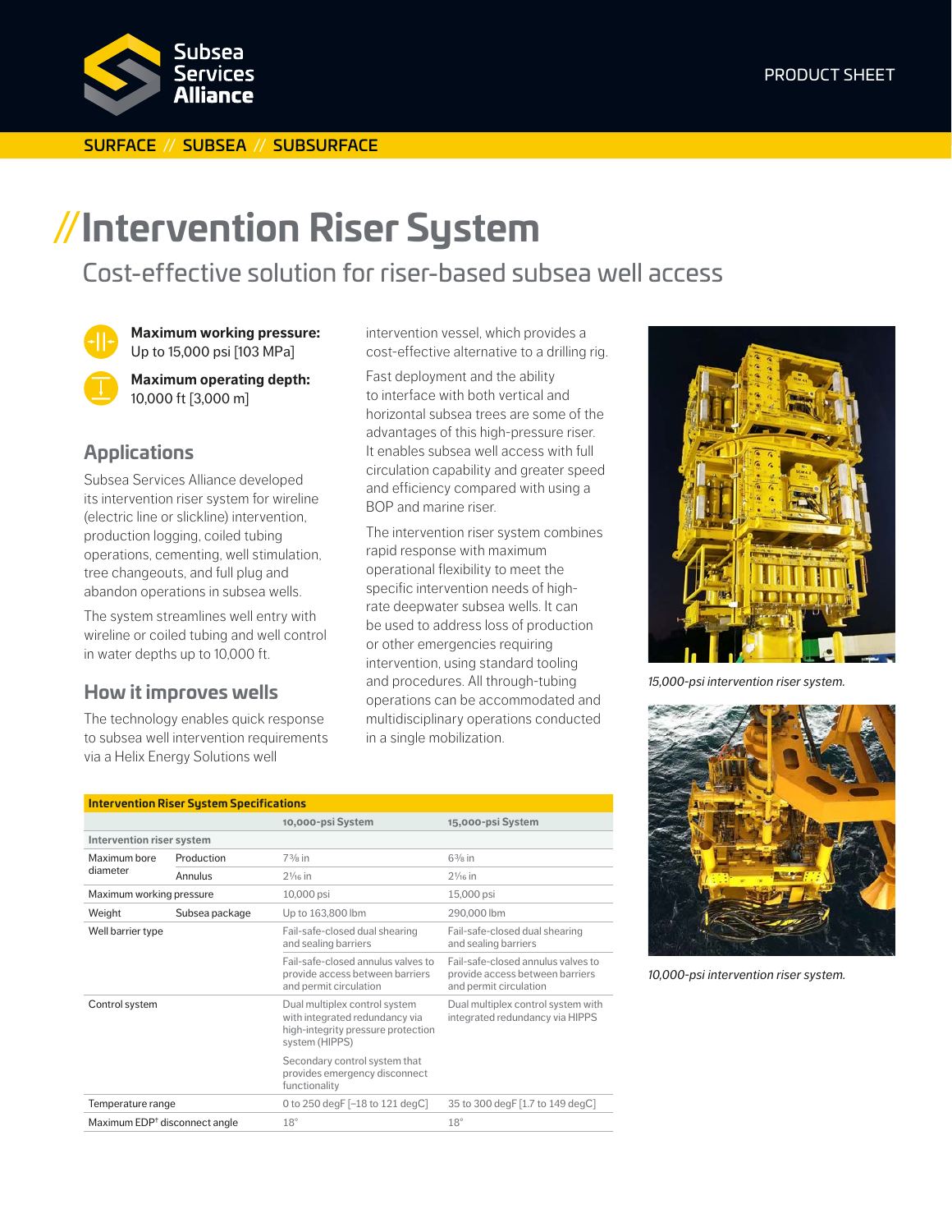Subsea Services Alliance

PRODUCT SHEET

SURFACE // SUBSEA // SUBSURFACE

# //Intervention Riser System

## Cost-effective solution for riser-based subsea well access

**Maximum working pressure:**
Up to 15,000 psi [103 MPa]

**Maximum operating depth:**
10,000 ft [3,000 m]

## Applications

Subsea Services Alliance developed its intervention riser system for wireline (electric line or slickline) intervention, production logging, coiled tubing operations, cementing, well stimulation, tree changeouts, and full plug and abandon operations in subsea wells.

The system streamlines well entry with wireline or coiled tubing and well control in water depths up to 10,000 ft.

## How it improves wells

The technology enables quick response to subsea well intervention requirements via a Helix Energy Solutions well intervention vessel, which provides a cost-effective alternative to a drilling rig.

Fast deployment and the ability to interface with both vertical and horizontal subsea trees are some of the advantages of this high-pressure riser. It enables subsea well access with full circulation capability and greater speed and efficiency compared with using a BOP and marine riser.

The intervention riser system combines rapid response with maximum operational flexibility to meet the specific intervention needs of high-rate deepwater subsea wells. It can be used to address loss of production or other emergencies requiring intervention, using standard tooling and procedures. All through-tubing operations can be accommodated and multidisciplinary operations conducted in a single mobilization.

*15,000-psi intervention riser system.*

*10,000-psi intervention riser system.*

| Intervention Riser System Specifications | | | |
|---|---|---|---|
| | | 10,000-psi System | 15,000-psi System |
| Intervention riser system | | | |
| Maximum bore diameter | Production | 7⅜ in | 6⅜ in |
| | Annulus | 2¹⁄₁₆ in | 2¹⁄₁₆ in |
| Maximum working pressure | | 10,000 psi | 15,000 psi |
| Weight | Subsea package | Up to 163,800 lbm | 290,000 lbm |
| Well barrier type | | Fail-safe-closed dual shearing and sealing barriers | Fail-safe-closed dual shearing and sealing barriers |
| | | Fail-safe-closed annulus valves to provide access between barriers and permit circulation | Fail-safe-closed annulus valves to provide access between barriers and permit circulation |
| Control system | | Dual multiplex control system with integrated redundancy via high-integrity pressure protection system (HIPPS) | Dual multiplex control system with integrated redundancy via HIPPS |
| | | Secondary control system that provides emergency disconnect functionality | |
| Temperature range | | 0 to 250 degF [−18 to 121 degC] | 35 to 300 degF [1.7 to 149 degC] |
| Maximum EDP[†] disconnect angle | | 18° | 18° |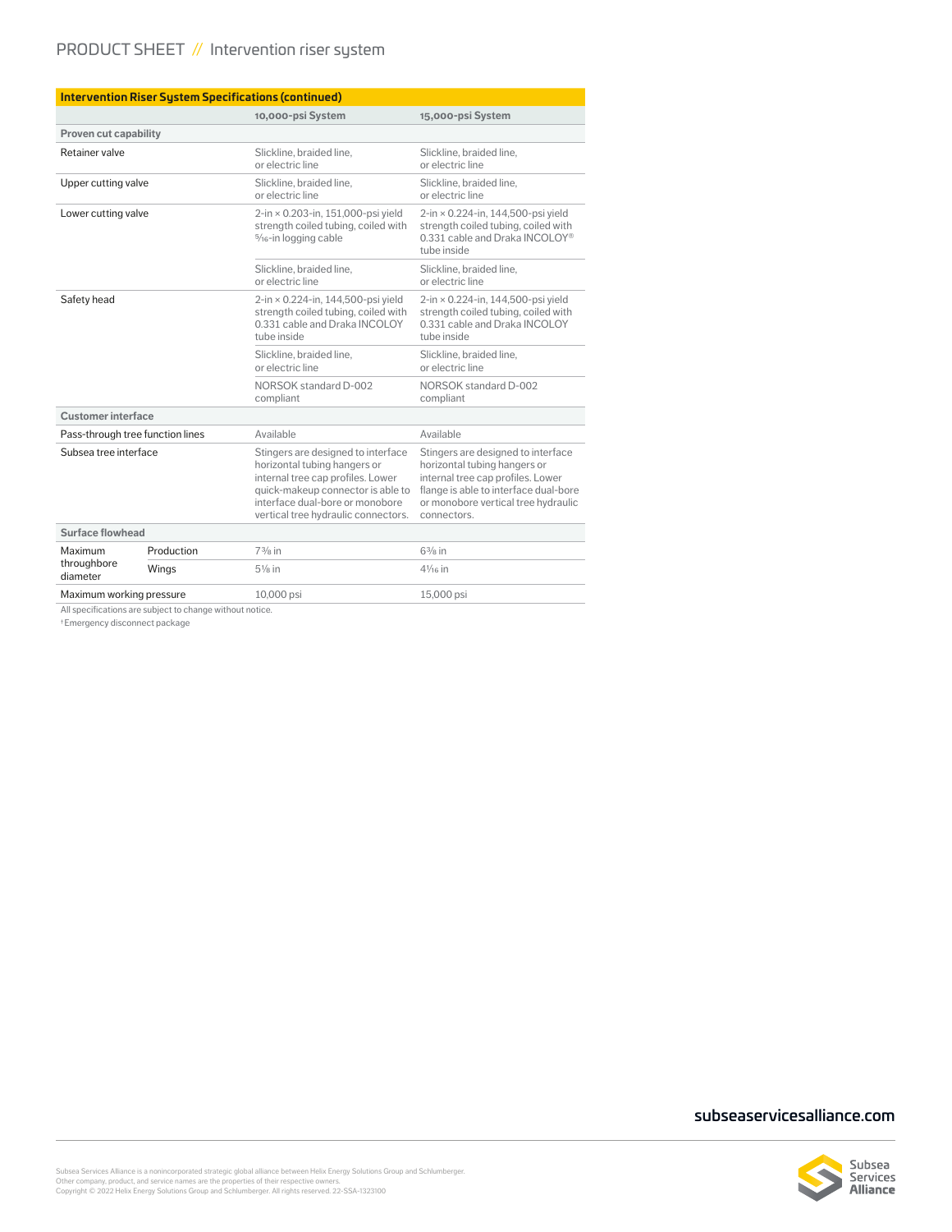| Intervention Riser System Specifications (continued) | | | |
| --- | --- | --- | --- |
| | | 10,000-psi System | 15,000-psi System |
| **Proven cut capability** | | | |
| Retainer valve | | Slickline, braided line, or electric line | Slickline, braided line, or electric line |
| Upper cutting valve | | Slickline, braided line, or electric line | Slickline, braided line, or electric line |
| Lower cutting valve | | 2-in × 0.203-in, 151,000-psi yield strength coiled tubing, coiled with 5⁄16-in logging cable | 2-in × 0.224-in, 144,500-psi yield strength coiled tubing, coiled with 0.331 cable and Draka INCOLOY® tube inside |
| | | Slickline, braided line, or electric line | Slickline, braided line, or electric line |
| Safety head | | 2-in × 0.224-in, 144,500-psi yield strength coiled tubing, coiled with 0.331 cable and Draka INCOLOY tube inside | 2-in × 0.224-in, 144,500-psi yield strength coiled tubing, coiled with 0.331 cable and Draka INCOLOY tube inside |
| | | Slickline, braided line, or electric line | Slickline, braided line, or electric line |
| | | NORSOK standard D-002 compliant | NORSOK standard D-002 compliant |
| **Customer interface** | | | |
| Pass-through tree function lines | | Available | Available |
| Subsea tree interface | | Stingers are designed to interface horizontal tubing hangers or internal tree cap profiles. Lower quick-makeup connector is able to interface dual-bore or monobore vertical tree hydraulic connectors. | Stingers are designed to interface horizontal tubing hangers or internal tree cap profiles. Lower flange is able to interface dual-bore or monobore vertical tree hydraulic connectors. |
| **Surface flowhead** | | | |
| Maximum throughbore diameter | Production | 7 3⁄8 in | 6 3⁄8 in |
| | Wings | 5 1⁄8 in | 4 1⁄16 in |
| Maximum working pressure | | 10,000 psi | 15,000 psi |

All specifications are subject to change without notice.

† Emergency disconnect package

subseaservicesalliance.com

Subsea Services Alliance is a nonincorporated strategic global alliance between Helix Energy Solutions Group and Schlumberger.
Other company, product, and service names are the properties of their respective owners.
Copyright © 2022 Helix Energy Solutions Group and Schlumberger. All rights reserved. 22-SSA-1323100

Subsea Services Alliance